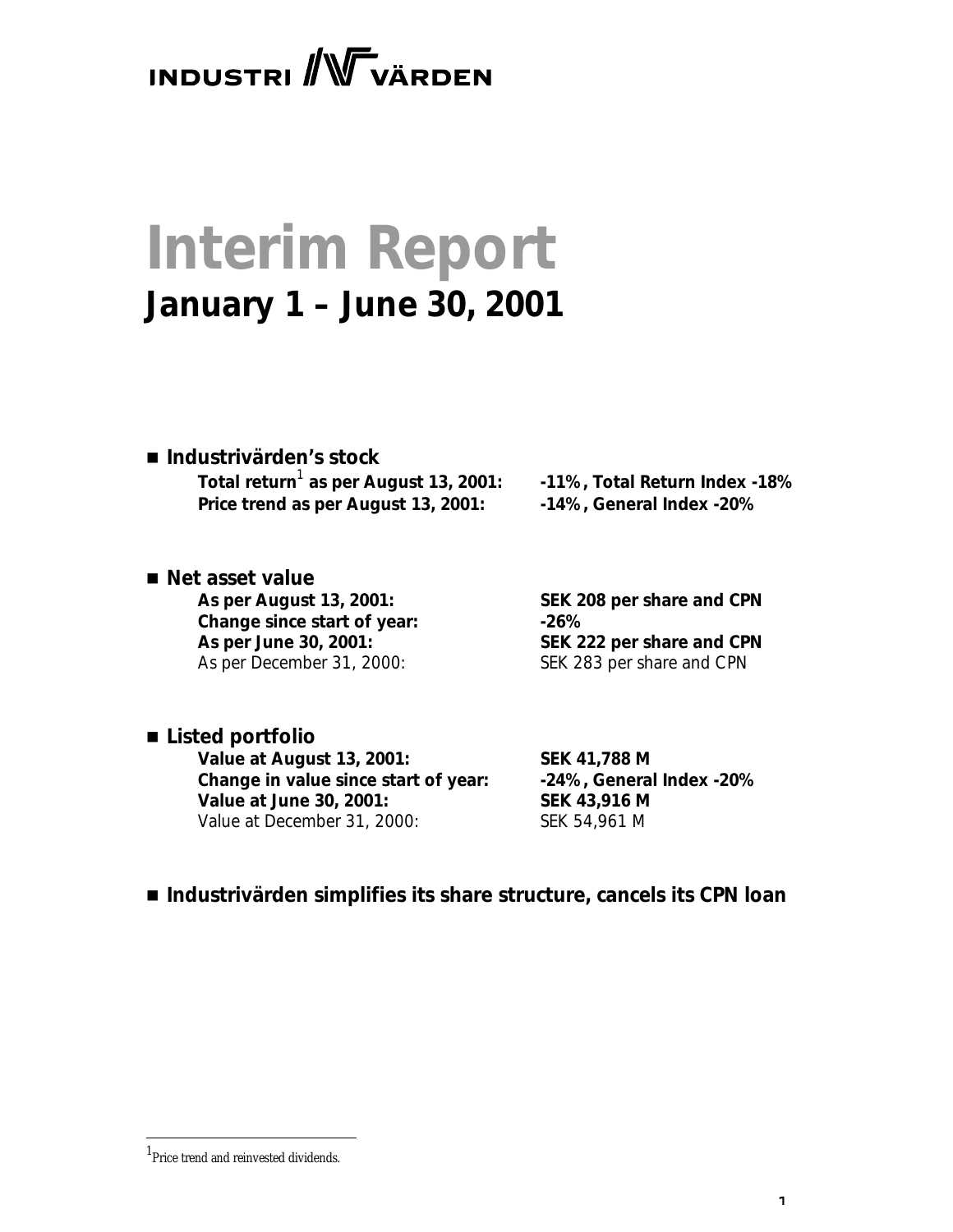INDUSTRI ///V VÄRDEN

# Interim Report

## January 1 – June 30, 2001

- **Industrivärden's stock**

| | |
|---|---|
| **Total return[1] as per August 13, 2001:** | **-11%, Total Return Index -18%** |
| **Price trend as per August 13, 2001:** | **-14%, General Index -20%** |

- **Net asset value**

| | |
|---|---|
| **As per August 13, 2001:** | **SEK 208 per share and CPN** |
| **Change since start of year:** | **-26%** |
| **As per June 30, 2001:** | **SEK 222 per share and CPN** |
| As per December 31, 2000: | SEK 283 per share and CPN |

- **Listed portfolio**

| | |
|---|---|
| **Value at August 13, 2001:** | **SEK 41,788 M** |
| **Change in value since start of year:** | **-24%, General Index -20%** |
| **Value at June 30, 2001:** | **SEK 43,916 M** |
| Value at December 31, 2000: | SEK 54,961 M |

- **Industrivärden simplifies its share structure, cancels its CPN loan**

[1] Price trend and reinvested dividends.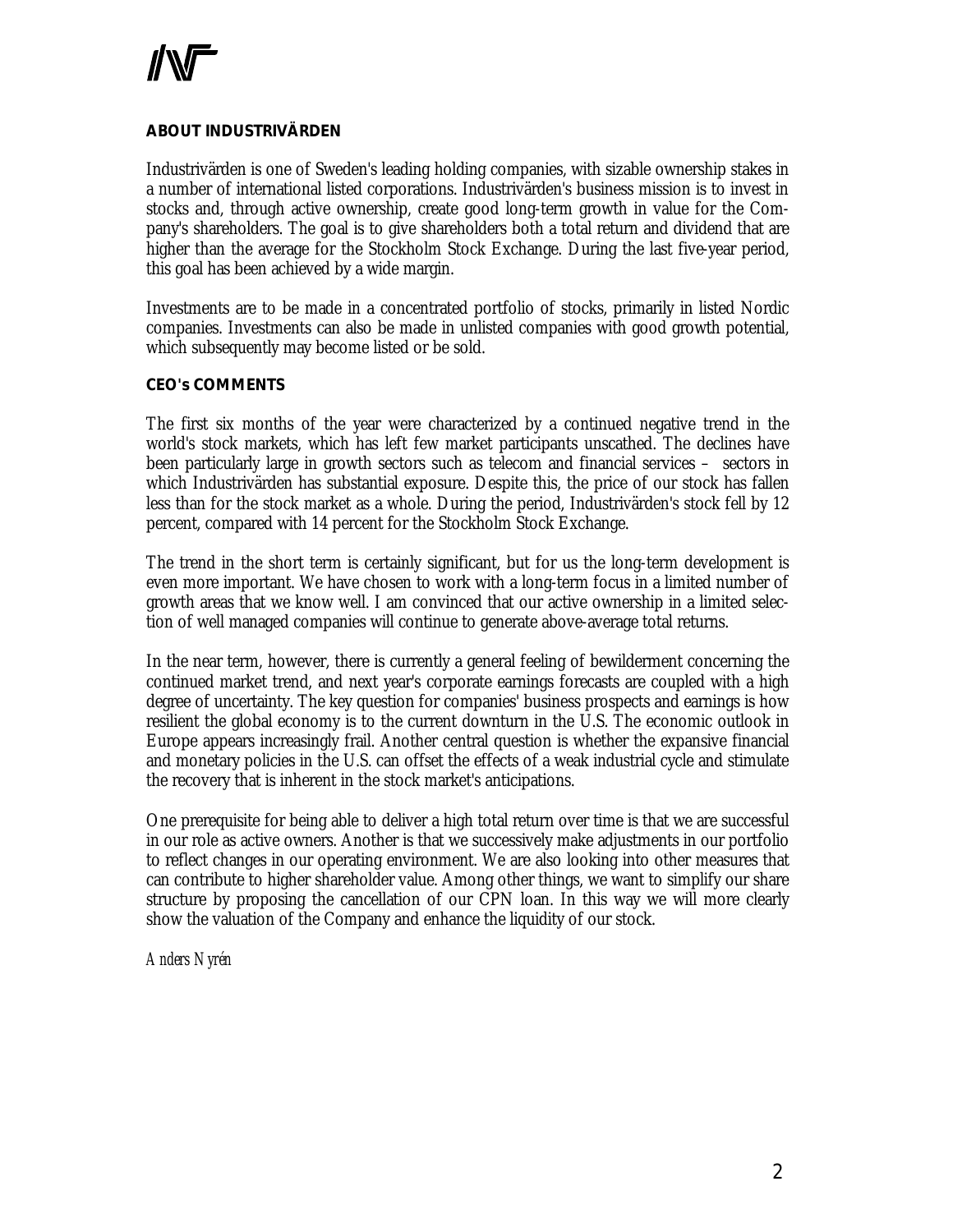## ABOUT INDUSTRIVÄRDEN

Industrivärden is one of Sweden's leading holding companies, with sizable ownership stakes in a number of international listed corporations. Industrivärden's business mission is to invest in stocks and, through active ownership, create good long-term growth in value for the Company's shareholders. The goal is to give shareholders both a total return and dividend that are higher than the average for the Stockholm Stock Exchange. During the last five-year period, this goal has been achieved by a wide margin.

Investments are to be made in a concentrated portfolio of stocks, primarily in listed Nordic companies. Investments can also be made in unlisted companies with good growth potential, which subsequently may become listed or be sold.

## CEO's COMMENTS

The first six months of the year were characterized by a continued negative trend in the world's stock markets, which has left few market participants unscathed. The declines have been particularly large in growth sectors such as telecom and financial services – sectors in which Industrivärden has substantial exposure. Despite this, the price of our stock has fallen less than for the stock market as a whole. During the period, Industrivärden's stock fell by 12 percent, compared with 14 percent for the Stockholm Stock Exchange.

The trend in the short term is certainly significant, but for us the long-term development is even more important. We have chosen to work with a long-term focus in a limited number of growth areas that we know well. I am convinced that our active ownership in a limited selection of well managed companies will continue to generate above-average total returns.

In the near term, however, there is currently a general feeling of bewilderment concerning the continued market trend, and next year's corporate earnings forecasts are coupled with a high degree of uncertainty. The key question for companies' business prospects and earnings is how resilient the global economy is to the current downturn in the U.S. The economic outlook in Europe appears increasingly frail. Another central question is whether the expansive financial and monetary policies in the U.S. can offset the effects of a weak industrial cycle and stimulate the recovery that is inherent in the stock market's anticipations.

One prerequisite for being able to deliver a high total return over time is that we are successful in our role as active owners. Another is that we successively make adjustments in our portfolio to reflect changes in our operating environment. We are also looking into other measures that can contribute to higher shareholder value. Among other things, we want to simplify our share structure by proposing the cancellation of our CPN loan. In this way we will more clearly show the valuation of the Company and enhance the liquidity of our stock.

*Anders Nyrén*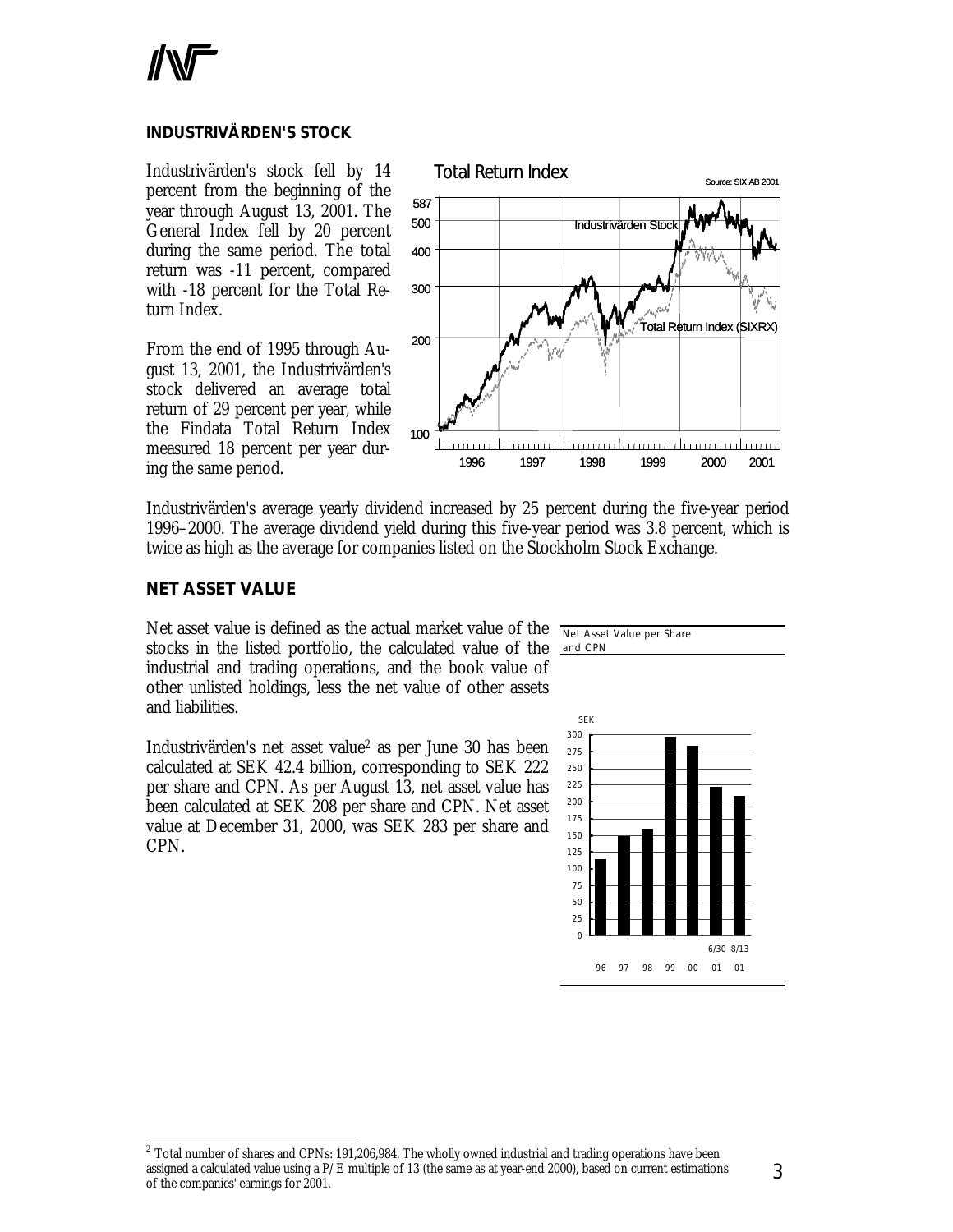## INDUSTRIVÄRDEN'S STOCK

Industrivärden's stock fell by 14 percent from the beginning of the year through August 13, 2001. The General Index fell by 20 percent during the same period. The total return was -11 percent, compared with -18 percent for the Total Return Index.

From the end of 1995 through August 13, 2001, the Industrivärden's stock delivered an average total return of 29 percent per year, while the Findata Total Return Index measured 18 percent per year during the same period.

Total Return Index

Source: SIX AB 2001

Industrivärden's average yearly dividend increased by 25 percent during the five-year period 1996–2000. The average dividend yield during this five-year period was 3.8 percent, which is twice as high as the average for companies listed on the Stockholm Stock Exchange.

## NET ASSET VALUE

Net asset value is defined as the actual market value of the stocks in the listed portfolio, the calculated value of the industrial and trading operations, and the book value of other unlisted holdings, less the net value of other assets and liabilities.

Industrivärden's net asset value[2] as per June 30 has been calculated at SEK 42.4 billion, corresponding to SEK 222 per share and CPN. As per August 13, net asset value has been calculated at SEK 208 per share and CPN. Net asset value at December 31, 2000, was SEK 283 per share and CPN.

Net Asset Value per Share and CPN

---

[2] Total number of shares and CPNs: 191,206,984. The wholly owned industrial and trading operations have been assigned a calculated value using a P/E multiple of 13 (the same as at year-end 2000), based on current estimations of the companies' earnings for 2001.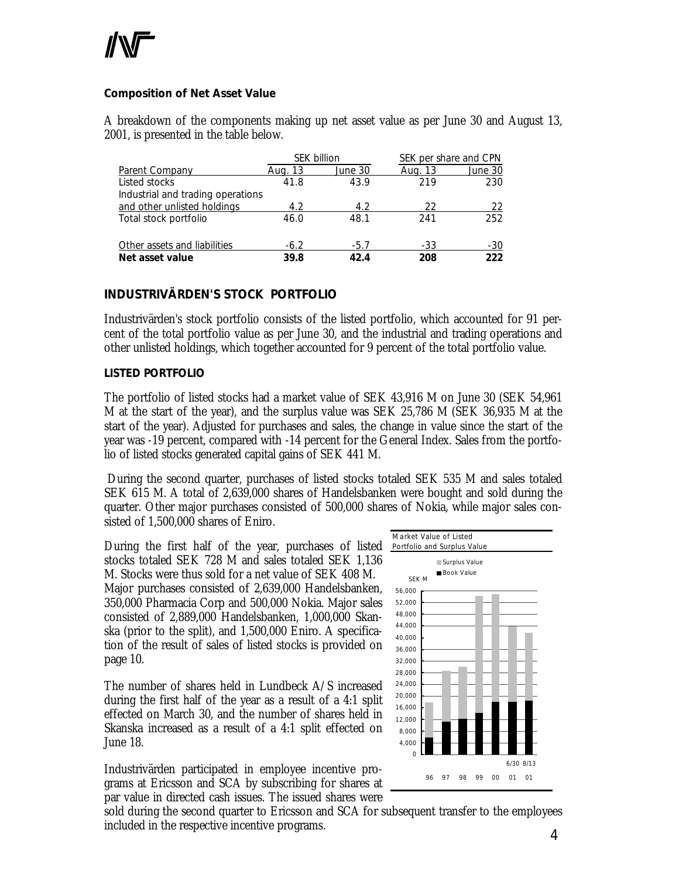### Composition of Net Asset Value

A breakdown of the components making up net asset value as per June 30 and August 13, 2001, is presented in the table below.

| | SEK billion | | SEK per share and CPN | |
|---|---|---|---|---|
| Parent Company | Aug. 13 | June 30 | Aug. 13 | June 30 |
| Listed stocks | 41.8 | 43.9 | 219 | 230 |
| Industrial and trading operations and other unlisted holdings | 4.2 | 4.2 | 22 | 22 |
| Total stock portfolio | 46.0 | 48.1 | 241 | 252 |
| Other assets and liabilities | -6.2 | -5.7 | -33 | -30 |
| **Net asset value** | **39.8** | **42.4** | **208** | **222** |

## INDUSTRIVÄRDEN'S STOCK PORTFOLIO

Industrivärden's stock portfolio consists of the listed portfolio, which accounted for 91 percent of the total portfolio value as per June 30, and the industrial and trading operations and other unlisted holdings, which together accounted for 9 percent of the total portfolio value.

### LISTED PORTFOLIO

The portfolio of listed stocks had a market value of SEK 43,916 M on June 30 (SEK 54,961 M at the start of the year), and the surplus value was SEK 25,786 M (SEK 36,935 M at the start of the year). Adjusted for purchases and sales, the change in value since the start of the year was -19 percent, compared with -14 percent for the General Index. Sales from the portfolio of listed stocks generated capital gains of SEK 441 M.

During the second quarter, purchases of listed stocks totaled SEK 535 M and sales totaled SEK 615 M. A total of 2,639,000 shares of Handelsbanken were bought and sold during the quarter. Other major purchases consisted of 500,000 shares of Nokia, while major sales consisted of 1,500,000 shares of Eniro.

During the first half of the year, purchases of listed stocks totaled SEK 728 M and sales totaled SEK 1,136 M. Stocks were thus sold for a net value of SEK 408 M. Major purchases consisted of 2,639,000 Handelsbanken, 350,000 Pharmacia Corp and 500,000 Nokia. Major sales consisted of 2,889,000 Handelsbanken, 1,000,000 Skanska (prior to the split), and 1,500,000 Eniro. A specification of the result of sales of listed stocks is provided on page 10.

The number of shares held in Lundbeck A/S increased during the first half of the year as a result of a 4:1 split effected on March 30, and the number of shares held in Skanska increased as a result of a 4:1 split effected on June 18.

Industrivärden participated in employee incentive programs at Ericsson and SCA by subscribing for shares at par value in directed cash issues. The issued shares were sold during the second quarter to Ericsson and SCA for subsequent transfer to the employees included in the respective incentive programs.

Market Value of Listed Portfolio and Surplus Value

Surplus Value
Book Value

SEK M

56,000
52,000
48,000
44,000
40,000
36,000
32,000
28,000
24,000
20,000
16,000
12,000
8,000
4,000
0

96 97 98 99 00 6/30 01 8/13 01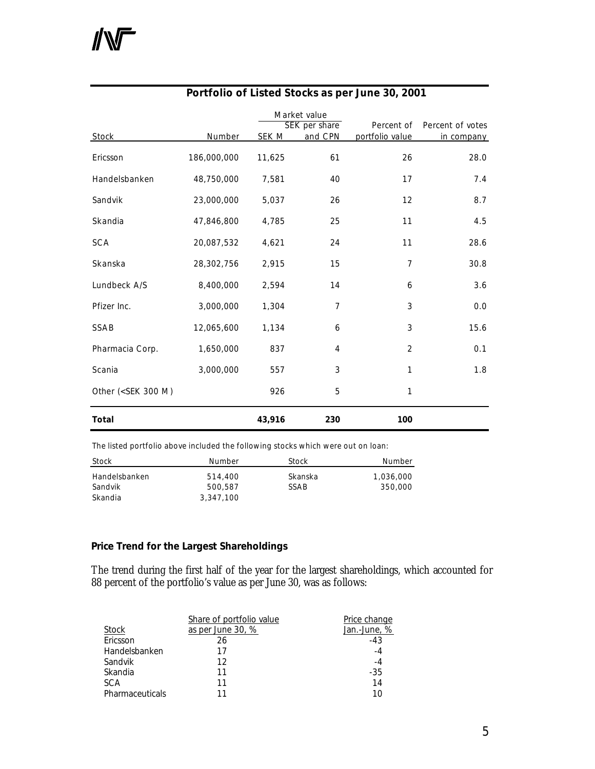## Portfolio of Listed Stocks as per June 30, 2001

| Stock | Number | Market value | | Percent of portfolio value | Percent of votes in company |
|---|---|---|---|---|---|
| | | SEK M | SEK per share and CPN | | |
| Ericsson | 186,000,000 | 11,625 | 61 | 26 | 28.0 |
| Handelsbanken | 48,750,000 | 7,581 | 40 | 17 | 7.4 |
| Sandvik | 23,000,000 | 5,037 | 26 | 12 | 8.7 |
| Skandia | 47,846,800 | 4,785 | 25 | 11 | 4.5 |
| SCA | 20,087,532 | 4,621 | 24 | 11 | 28.6 |
| Skanska | 28,302,756 | 2,915 | 15 | 7 | 30.8 |
| Lundbeck A/S | 8,400,000 | 2,594 | 14 | 6 | 3.6 |
| Pfizer Inc. | 3,000,000 | 1,304 | 7 | 3 | 0.0 |
| SSAB | 12,065,600 | 1,134 | 6 | 3 | 15.6 |
| Pharmacia Corp. | 1,650,000 | 837 | 4 | 2 | 0.1 |
| Scania | 3,000,000 | 557 | 3 | 1 | 1.8 |
| Other (<SEK 300 M) | | 926 | 5 | 1 | |
| **Total** | | **43,916** | **230** | **100** | |

The listed portfolio above included the following stocks which were out on loan:

| Stock | Number | Stock | Number |
|---|---|---|---|
| Handelsbanken | 514,400 | Skanska | 1,036,000 |
| Sandvik | 500,587 | SSAB | 350,000 |
| Skandia | 3,347,100 | | |

**Price Trend for the Largest Shareholdings**

The trend during the first half of the year for the largest shareholdings, which accounted for 88 percent of the portfolio's value as per June 30, was as follows:

| Stock | Share of portfolio value as per June 30, % | Price change Jan.-June, % |
|---|---|---|
| Ericsson | 26 | -43 |
| Handelsbanken | 17 | -4 |
| Sandvik | 12 | -4 |
| Skandia | 11 | -35 |
| SCA | 11 | 14 |
| Pharmaceuticals | 11 | 10 |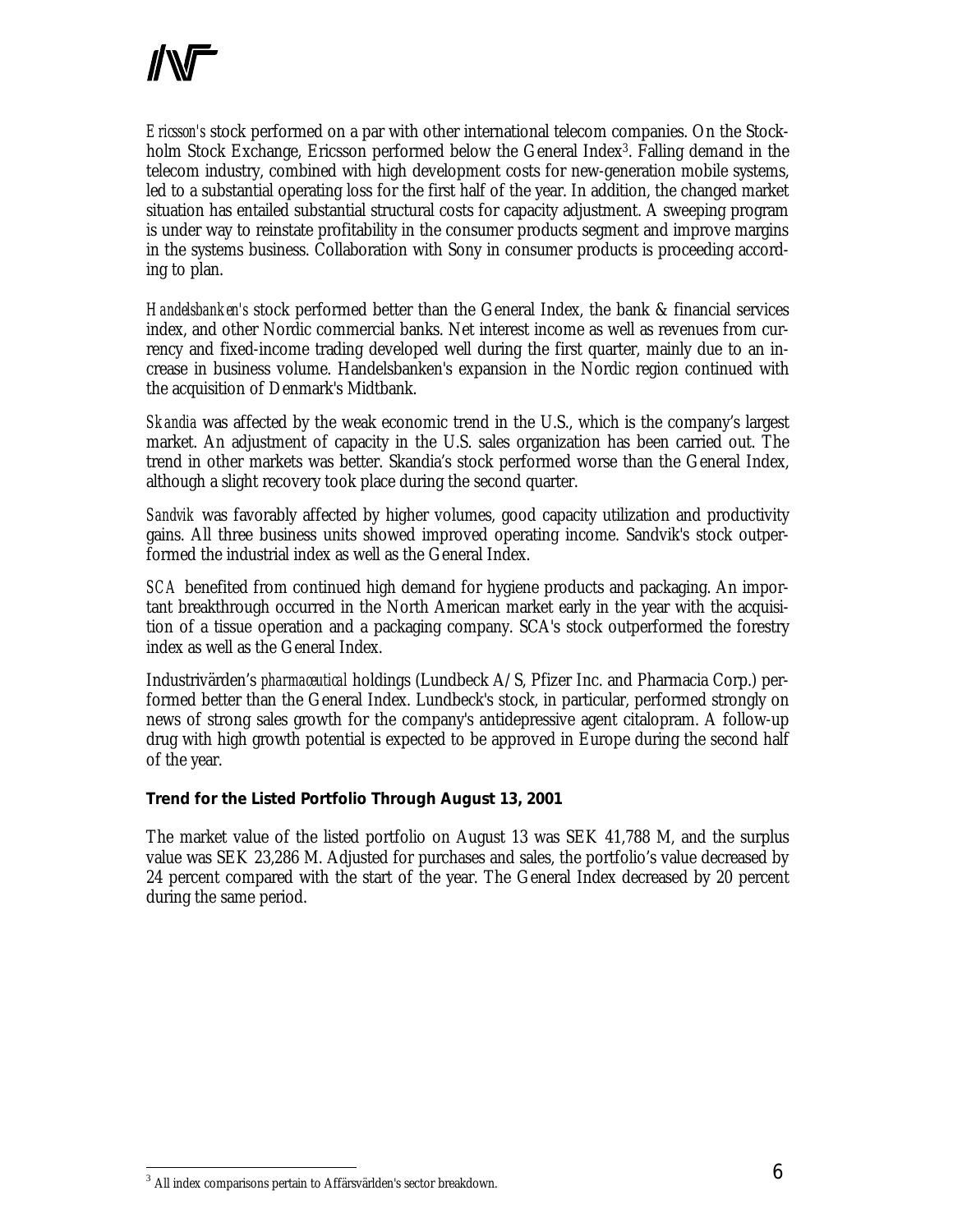*Ericsson's* stock performed on a par with other international telecom companies. On the Stockholm Stock Exchange, Ericsson performed below the General Index[3]. Falling demand in the telecom industry, combined with high development costs for new-generation mobile systems, led to a substantial operating loss for the first half of the year. In addition, the changed market situation has entailed substantial structural costs for capacity adjustment. A sweeping program is under way to reinstate profitability in the consumer products segment and improve margins in the systems business. Collaboration with Sony in consumer products is proceeding according to plan.

*Handelsbanken's* stock performed better than the General Index, the bank & financial services index, and other Nordic commercial banks. Net interest income as well as revenues from currency and fixed-income trading developed well during the first quarter, mainly due to an increase in business volume. Handelsbanken's expansion in the Nordic region continued with the acquisition of Denmark's Midtbank.

*Skandia* was affected by the weak economic trend in the U.S., which is the company's largest market. An adjustment of capacity in the U.S. sales organization has been carried out. The trend in other markets was better. Skandia's stock performed worse than the General Index, although a slight recovery took place during the second quarter.

*Sandvik* was favorably affected by higher volumes, good capacity utilization and productivity gains. All three business units showed improved operating income. Sandvik's stock outperformed the industrial index as well as the General Index.

*SCA* benefited from continued high demand for hygiene products and packaging. An important breakthrough occurred in the North American market early in the year with the acquisition of a tissue operation and a packaging company. SCA's stock outperformed the forestry index as well as the General Index.

Industrivärden's *pharmaceutical* holdings (Lundbeck A/S, Pfizer Inc. and Pharmacia Corp.) performed better than the General Index. Lundbeck's stock, in particular, performed strongly on news of strong sales growth for the company's antidepressive agent citalopram. A follow-up drug with high growth potential is expected to be approved in Europe during the second half of the year.

**Trend for the Listed Portfolio Through August 13, 2001**

The market value of the listed portfolio on August 13 was SEK 41,788 M, and the surplus value was SEK 23,286 M. Adjusted for purchases and sales, the portfolio's value decreased by 24 percent compared with the start of the year. The General Index decreased by 20 percent during the same period.

[3] All index comparisons pertain to Affärsvärlden's sector breakdown.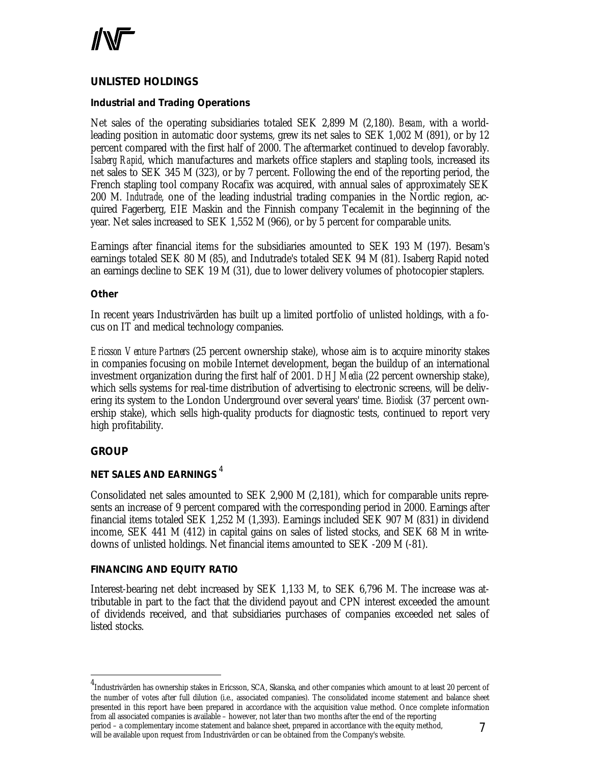## UNLISTED HOLDINGS

### Industrial and Trading Operations

Net sales of the operating subsidiaries totaled SEK 2,899 M (2,180). *Besam*, with a world-leading position in automatic door systems, grew its net sales to SEK 1,002 M (891), or by 12 percent compared with the first half of 2000. The aftermarket continued to develop favorably. *Isaberg Rapid*, which manufactures and markets office staplers and stapling tools, increased its net sales to SEK 345 M (323), or by 7 percent. Following the end of the reporting period, the French stapling tool company Rocafix was acquired, with annual sales of approximately SEK 200 M. *Indutrade*, one of the leading industrial trading companies in the Nordic region, acquired Fagerberg, EIE Maskin and the Finnish company Tecalemit in the beginning of the year. Net sales increased to SEK 1,552 M (966), or by 5 percent for comparable units.

Earnings after financial items for the subsidiaries amounted to SEK 193 M (197). Besam's earnings totaled SEK 80 M (85), and Indutrade's totaled SEK 94 M (81). Isaberg Rapid noted an earnings decline to SEK 19 M (31), due to lower delivery volumes of photocopier staplers.

### Other

In recent years Industrivärden has built up a limited portfolio of unlisted holdings, with a focus on IT and medical technology companies.

*Ericsson Venture Partners* (25 percent ownership stake), whose aim is to acquire minority stakes in companies focusing on mobile Internet development, began the buildup of an international investment organization during the first half of 2001. *DHJ Media* (22 percent ownership stake), which sells systems for real-time distribution of advertising to electronic screens, will be delivering its system to the London Underground over several years' time. *Biodisk* (37 percent ownership stake), which sells high-quality products for diagnostic tests, continued to report very high profitability.

## GROUP

### NET SALES AND EARNINGS [4]

Consolidated net sales amounted to SEK 2,900 M (2,181), which for comparable units represents an increase of 9 percent compared with the corresponding period in 2000. Earnings after financial items totaled SEK 1,252 M (1,393). Earnings included SEK 907 M (831) in dividend income, SEK 441 M (412) in capital gains on sales of listed stocks, and SEK 68 M in write-downs of unlisted holdings. Net financial items amounted to SEK -209 M (-81).

### FINANCING AND EQUITY RATIO

Interest-bearing net debt increased by SEK 1,133 M, to SEK 6,796 M. The increase was attributable in part to the fact that the dividend payout and CPN interest exceeded the amount of dividends received, and that subsidiaries purchases of companies exceeded net sales of listed stocks.

---

[4] Industrivärden has ownership stakes in Ericsson, SCA, Skanska, and other companies which amount to at least 20 percent of the number of votes after full dilution (i.e., associated companies). The consolidated income statement and balance sheet presented in this report have been prepared in accordance with the acquisition value method. Once complete information from all associated companies is available – however, not later than two months after the end of the reporting period – a complementary income statement and balance sheet, prepared in accordance with the equity method, will be available upon request from Industrivärden or can be obtained from the Company's website.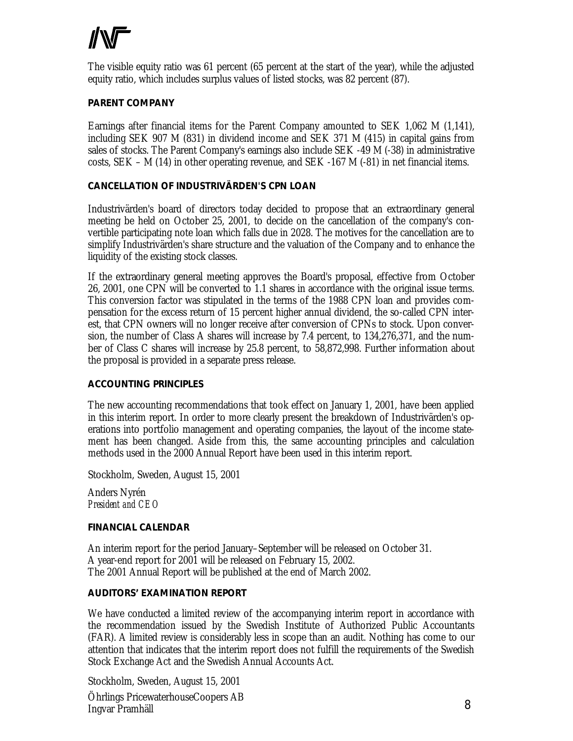The visible equity ratio was 61 percent (65 percent at the start of the year), while the adjusted equity ratio, which includes surplus values of listed stocks, was 82 percent (87).

**PARENT COMPANY**

Earnings after financial items for the Parent Company amounted to SEK 1,062 M (1,141), including SEK 907 M (831) in dividend income and SEK 371 M (415) in capital gains from sales of stocks. The Parent Company's earnings also include SEK -49 M (-38) in administrative costs, SEK – M (14) in other operating revenue, and SEK -167 M (-81) in net financial items.

**CANCELLATION OF INDUSTRIVÄRDEN'S CPN LOAN**

Industrivärden's board of directors today decided to propose that an extraordinary general meeting be held on October 25, 2001, to decide on the cancellation of the company's convertible participating note loan which falls due in 2028. The motives for the cancellation are to simplify Industrivärden's share structure and the valuation of the Company and to enhance the liquidity of the existing stock classes.

If the extraordinary general meeting approves the Board's proposal, effective from October 26, 2001, one CPN will be converted to 1.1 shares in accordance with the original issue terms. This conversion factor was stipulated in the terms of the 1988 CPN loan and provides compensation for the excess return of 15 percent higher annual dividend, the so-called CPN interest, that CPN owners will no longer receive after conversion of CPNs to stock. Upon conversion, the number of Class A shares will increase by 7.4 percent, to 134,276,371, and the number of Class C shares will increase by 25.8 percent, to 58,872,998. Further information about the proposal is provided in a separate press release.

**ACCOUNTING PRINCIPLES**

The new accounting recommendations that took effect on January 1, 2001, have been applied in this interim report. In order to more clearly present the breakdown of Industrivärden's operations into portfolio management and operating companies, the layout of the income statement has been changed. Aside from this, the same accounting principles and calculation methods used in the 2000 Annual Report have been used in this interim report.

Stockholm, Sweden, August 15, 2001

Anders Nyrén
*President and CEO*

**FINANCIAL CALENDAR**

An interim report for the period January–September will be released on October 31.
A year-end report for 2001 will be released on February 15, 2002.
The 2001 Annual Report will be published at the end of March 2002.

**AUDITORS' EXAMINATION REPORT**

We have conducted a limited review of the accompanying interim report in accordance with the recommendation issued by the Swedish Institute of Authorized Public Accountants (FAR). A limited review is considerably less in scope than an audit. Nothing has come to our attention that indicates that the interim report does not fulfill the requirements of the Swedish Stock Exchange Act and the Swedish Annual Accounts Act.

Stockholm, Sweden, August 15, 2001

Öhrlings PricewaterhouseCoopers AB
Ingvar Pramhäll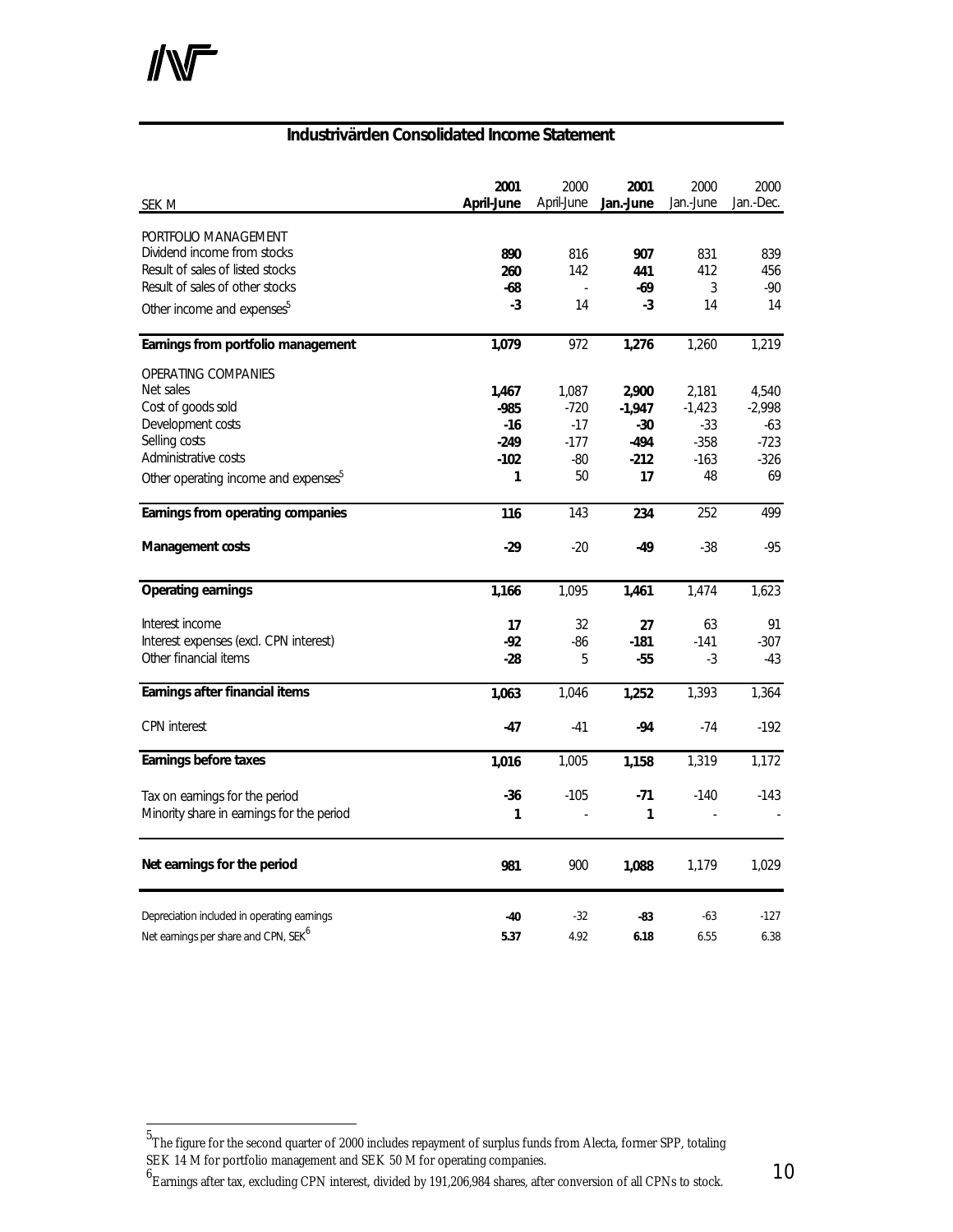## Industrivärden Consolidated Income Statement

| SEK M | 2001 April-June | 2000 April-June | 2001 Jan.-June | 2000 Jan.-June | 2000 Jan.-Dec. |
|---|---|---|---|---|---|
| PORTFOLIO MANAGEMENT | | | | | |
| Dividend income from stocks | **890** | 816 | **907** | 831 | 839 |
| Result of sales of listed stocks | **260** | 142 | **441** | 412 | 456 |
| Result of sales of other stocks | **-68** | - | **-69** | 3 | -90 |
| Other income and expenses[5] | **-3** | 14 | **-3** | 14 | 14 |
| **Earnings from portfolio management** | **1,079** | 972 | **1,276** | 1,260 | 1,219 |
| OPERATING COMPANIES | | | | | |
| Net sales | **1,467** | 1,087 | **2,900** | 2,181 | 4,540 |
| Cost of goods sold | **-985** | -720 | **-1,947** | -1,423 | -2,998 |
| Development costs | **-16** | -17 | **-30** | -33 | -63 |
| Selling costs | **-249** | -177 | **-494** | -358 | -723 |
| Administrative costs | **-102** | -80 | **-212** | -163 | -326 |
| Other operating income and expenses[5] | **1** | 50 | **17** | 48 | 69 |
| **Earnings from operating companies** | **116** | 143 | **234** | 252 | 499 |
| **Management costs** | **-29** | -20 | **-49** | -38 | -95 |
| **Operating earnings** | **1,166** | 1,095 | **1,461** | 1,474 | 1,623 |
| Interest income | **17** | 32 | **27** | 63 | 91 |
| Interest expenses (excl. CPN interest) | **-92** | -86 | **-181** | -141 | -307 |
| Other financial items | **-28** | 5 | **-55** | -3 | -43 |
| **Earnings after financial items** | **1,063** | 1,046 | **1,252** | 1,393 | 1,364 |
| CPN interest | **-47** | -41 | **-94** | -74 | -192 |
| **Earnings before taxes** | **1,016** | 1,005 | **1,158** | 1,319 | 1,172 |
| Tax on earnings for the period | **-36** | -105 | **-71** | -140 | -143 |
| Minority share in earnings for the period | **1** | - | **1** | - | - |
| **Net earnings for the period** | **981** | 900 | **1,088** | 1,179 | 1,029 |
| Depreciation included in operating earnings | **-40** | -32 | **-83** | -63 | -127 |
| Net earnings per share and CPN, SEK[6] | **5.37** | 4.92 | **6.18** | 6.55 | 6.38 |

[5] The figure for the second quarter of 2000 includes repayment of surplus funds from Alecta, former SPP, totaling SEK 14 M for portfolio management and SEK 50 M for operating companies.

[6] Earnings after tax, excluding CPN interest, divided by 191,206,984 shares, after conversion of all CPNs to stock.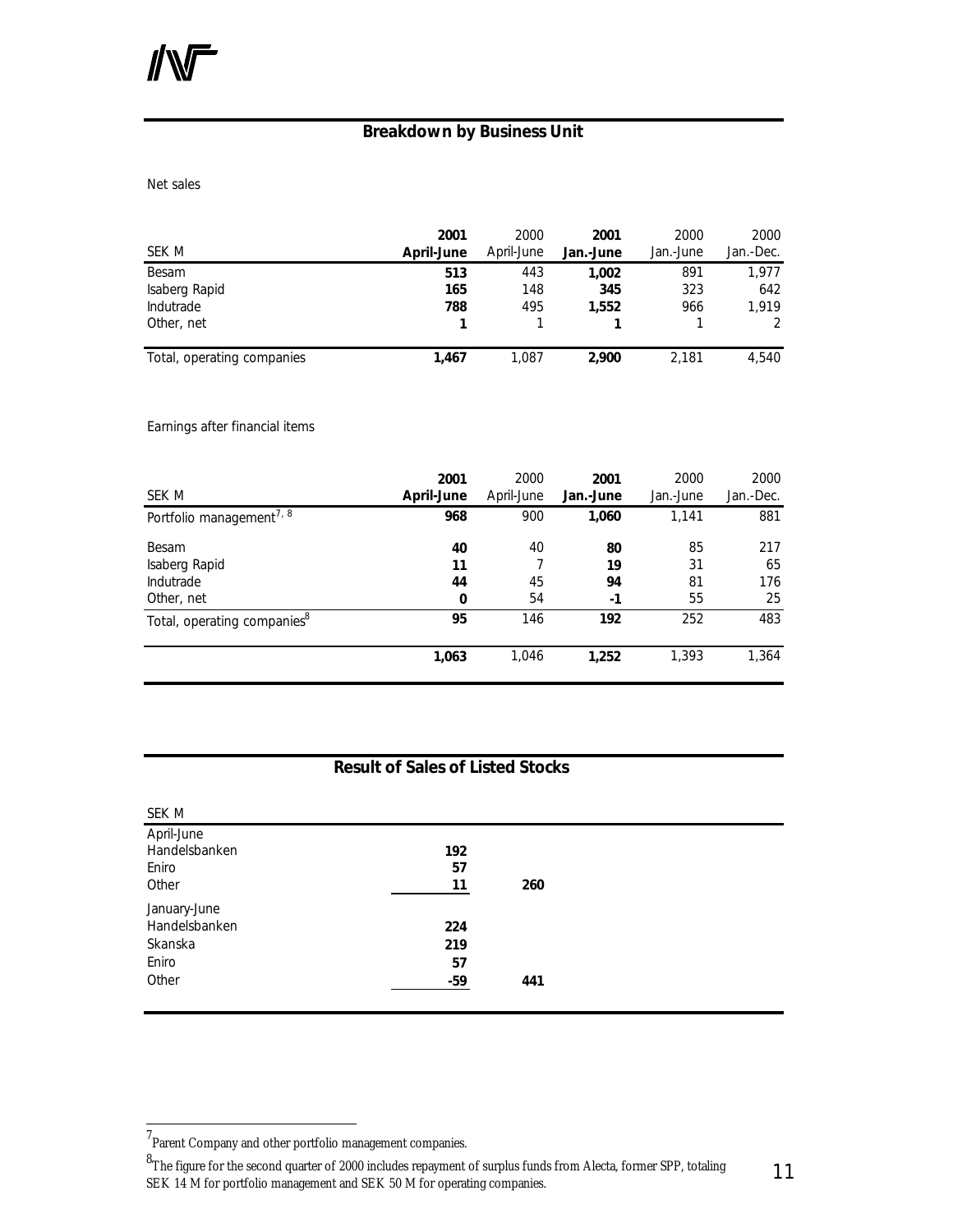## Breakdown by Business Unit

Net sales

| SEK M | 2001 April-June | 2000 April-June | 2001 Jan.-June | 2000 Jan.-June | 2000 Jan.-Dec. |
|---|---|---|---|---|---|
| Besam | **513** | 443 | **1,002** | 891 | 1,977 |
| Isaberg Rapid | **165** | 148 | **345** | 323 | 642 |
| Indutrade | **788** | 495 | **1,552** | 966 | 1,919 |
| Other, net | **1** | 1 | **1** | 1 | 2 |
| Total, operating companies | **1,467** | 1,087 | **2,900** | 2,181 | 4,540 |

Earnings after financial items

| SEK M | 2001 April-June | 2000 April-June | 2001 Jan.-June | 2000 Jan.-June | 2000 Jan.-Dec. |
|---|---|---|---|---|---|
| Portfolio management[7, 8] | **968** | 900 | **1,060** | 1,141 | 881 |
| Besam | **40** | 40 | **80** | 85 | 217 |
| Isaberg Rapid | **11** | 7 | **19** | 31 | 65 |
| Indutrade | **44** | 45 | **94** | 81 | 176 |
| Other, net | **0** | 54 | **-1** | 55 | 25 |
| Total, operating companies[8] | **95** | 146 | **192** | 252 | 483 |
| | **1,063** | 1,046 | **1,252** | 1,393 | 1,364 |

## Result of Sales of Listed Stocks

| SEK M | | |
|---|---|---|
| April-June | | |
| Handelsbanken | **192** | |
| Eniro | **57** | |
| Other | **11** | **260** |
| January-June | | |
| Handelsbanken | **224** | |
| Skanska | **219** | |
| Eniro | **57** | |
| Other | **-59** | **441** |

[7] Parent Company and other portfolio management companies.

[8] The figure for the second quarter of 2000 includes repayment of surplus funds from Alecta, former SPP, totaling SEK 14 M for portfolio management and SEK 50 M for operating companies.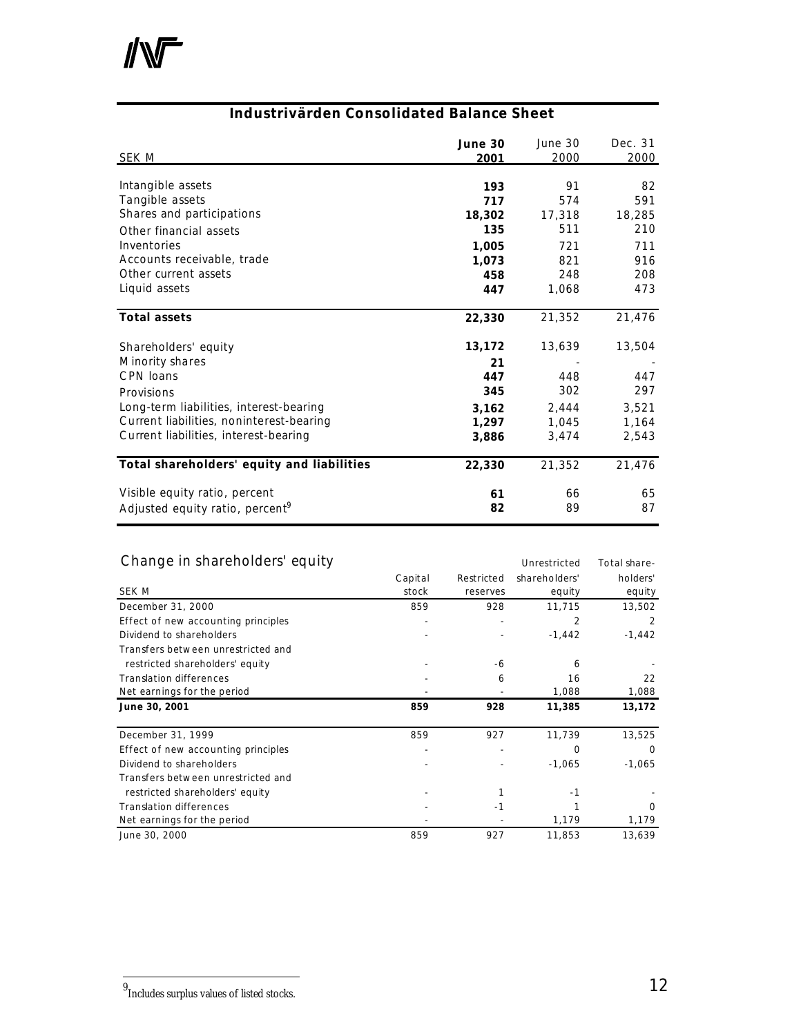## Industrivärden Consolidated Balance Sheet

| SEK M | June 30 2001 | June 30 2000 | Dec. 31 2000 |
|---|---|---|---|
| Intangible assets | **193** | 91 | 82 |
| Tangible assets | **717** | 574 | 591 |
| Shares and participations | **18,302** | 17,318 | 18,285 |
| Other financial assets | **135** | 511 | 210 |
| Inventories | **1,005** | 721 | 711 |
| Accounts receivable, trade | **1,073** | 821 | 916 |
| Other current assets | **458** | 248 | 208 |
| Liquid assets | **447** | 1,068 | 473 |
| **Total assets** | **22,330** | 21,352 | 21,476 |
| Shareholders' equity | **13,172** | 13,639 | 13,504 |
| Minority shares | **21** | - | - |
| CPN loans | **447** | 448 | 447 |
| Provisions | **345** | 302 | 297 |
| Long-term liabilities, interest-bearing | **3,162** | 2,444 | 3,521 |
| Current liabilities, noninterest-bearing | **1,297** | 1,045 | 1,164 |
| Current liabilities, interest-bearing | **3,886** | 3,474 | 2,543 |
| **Total shareholders' equity and liabilities** | **22,330** | 21,352 | 21,476 |
| Visible equity ratio, percent | **61** | 66 | 65 |
| Adjusted equity ratio, percent[9] | **82** | 89 | 87 |

## Change in shareholders' equity

| SEK M | Capital stock | Restricted reserves | Unrestricted shareholders' equity | Total shareholders' equity |
|---|---|---|---|---|
| December 31, 2000 | 859 | 928 | 11,715 | 13,502 |
| Effect of new accounting principles | - | - | 2 | 2 |
| Dividend to shareholders | - | - | -1,442 | -1,442 |
| Transfers between unrestricted and restricted shareholders' equity | - | -6 | 6 | - |
| Translation differences | - | 6 | 16 | 22 |
| Net earnings for the period | - | - | 1,088 | 1,088 |
| **June 30, 2001** | **859** | **928** | **11,385** | **13,172** |
| December 31, 1999 | 859 | 927 | 11,739 | 13,525 |
| Effect of new accounting principles | - | - | 0 | 0 |
| Dividend to shareholders | - | - | -1,065 | -1,065 |
| Transfers between unrestricted and restricted shareholders' equity | - | 1 | -1 | - |
| Translation differences | - | -1 | 1 | 0 |
| Net earnings for the period | - | - | 1,179 | 1,179 |
| June 30, 2000 | 859 | 927 | 11,853 | 13,639 |

[9] Includes surplus values of listed stocks.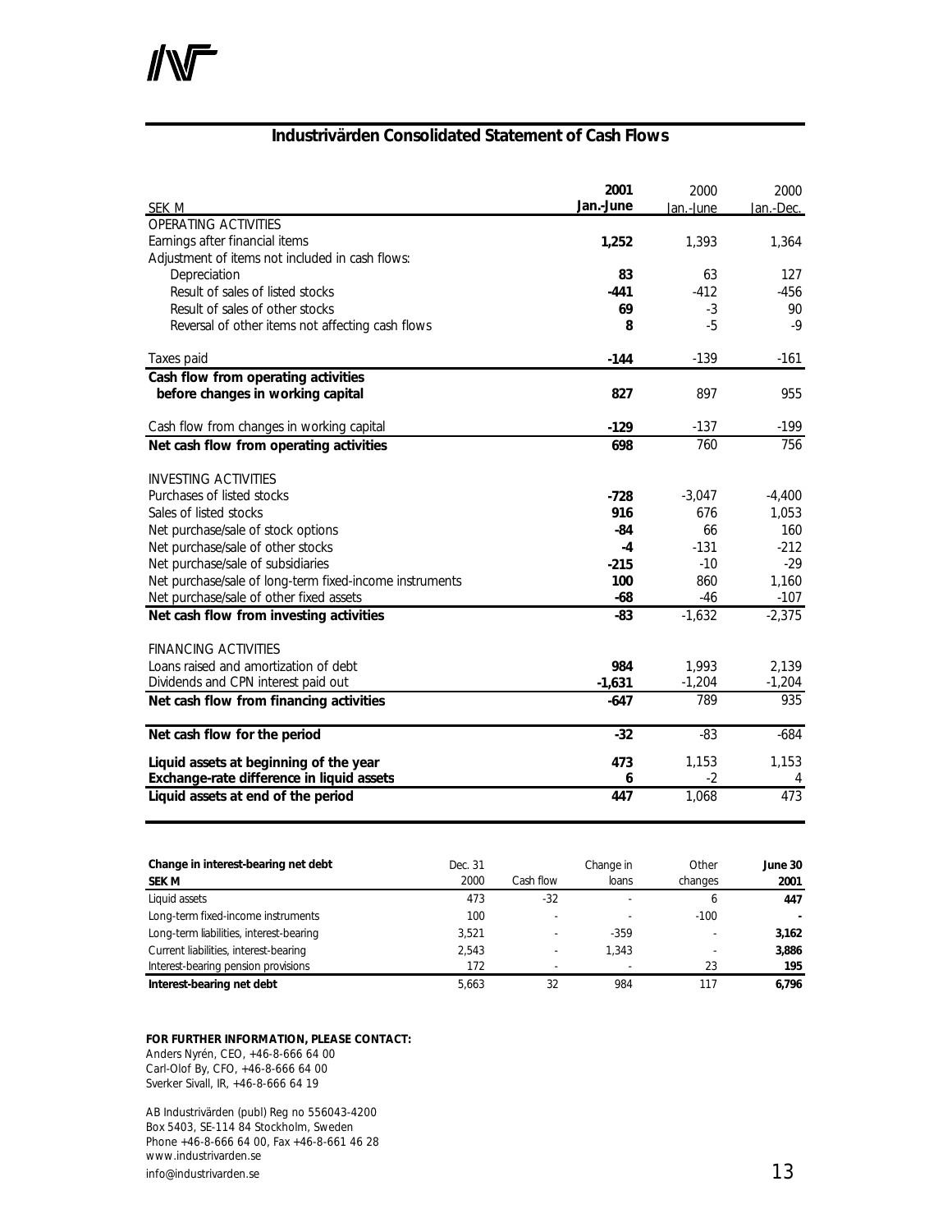## Industrivärden Consolidated Statement of Cash Flows

| SEK M | 2001 Jan.-June | 2000 Jan.-June | 2000 Jan.-Dec. |
|---|---|---|---|
| OPERATING ACTIVITIES | | | |
| Earnings after financial items | **1,252** | 1,393 | 1,364 |
| Adjustment of items not included in cash flows: | | | |
| Depreciation | **83** | 63 | 127 |
| Result of sales of listed stocks | **-441** | -412 | -456 |
| Result of sales of other stocks | **69** | -3 | 90 |
| Reversal of other items not affecting cash flows | **8** | -5 | -9 |
| Taxes paid | **-144** | -139 | -161 |
| **Cash flow from operating activities before changes in working capital** | **827** | 897 | 955 |
| Cash flow from changes in working capital | **-129** | -137 | -199 |
| **Net cash flow from operating activities** | **698** | 760 | 756 |
| INVESTING ACTIVITIES | | | |
| Purchases of listed stocks | **-728** | -3,047 | -4,400 |
| Sales of listed stocks | **916** | 676 | 1,053 |
| Net purchase/sale of stock options | **-84** | 66 | 160 |
| Net purchase/sale of other stocks | **-4** | -131 | -212 |
| Net purchase/sale of subsidiaries | **-215** | -10 | -29 |
| Net purchase/sale of long-term fixed-income instruments | **100** | 860 | 1,160 |
| Net purchase/sale of other fixed assets | **-68** | -46 | -107 |
| **Net cash flow from investing activities** | **-83** | -1,632 | -2,375 |
| FINANCING ACTIVITIES | | | |
| Loans raised and amortization of debt | **984** | 1,993 | 2,139 |
| Dividends and CPN interest paid out | **-1,631** | -1,204 | -1,204 |
| **Net cash flow from financing activities** | **-647** | 789 | 935 |
| **Net cash flow for the period** | **-32** | -83 | -684 |
| **Liquid assets at beginning of the year** | **473** | 1,153 | 1,153 |
| **Exchange-rate difference in liquid assets** | **6** | -2 | 4 |
| **Liquid assets at end of the period** | **447** | 1,068 | 473 |

| **Change in interest-bearing net debt SEK M** | Dec. 31 2000 | Cash flow | Change in loans | Other changes | **June 30 2001** |
|---|---|---|---|---|---|
| Liquid assets | 473 | -32 | - | 6 | **447** |
| Long-term fixed-income instruments | 100 | - | - | -100 | **-** |
| Long-term liabilities, interest-bearing | 3,521 | - | -359 | - | **3,162** |
| Current liabilities, interest-bearing | 2,543 | - | 1,343 | - | **3,886** |
| Interest-bearing pension provisions | 172 | - | - | 23 | **195** |
| **Interest-bearing net debt** | 5,663 | 32 | 984 | 117 | **6,796** |

**FOR FURTHER INFORMATION, PLEASE CONTACT:**
Anders Nyrén, CEO, +46-8-666 64 00
Carl-Olof By, CFO, +46-8-666 64 00
Sverker Sivall, IR, +46-8-666 64 19

AB Industrivärden (publ) Reg no 556043-4200
Box 5403, SE-114 84 Stockholm, Sweden
Phone +46-8-666 64 00, Fax +46-8-661 46 28
www.industrivarden.se
info@industrivarden.se